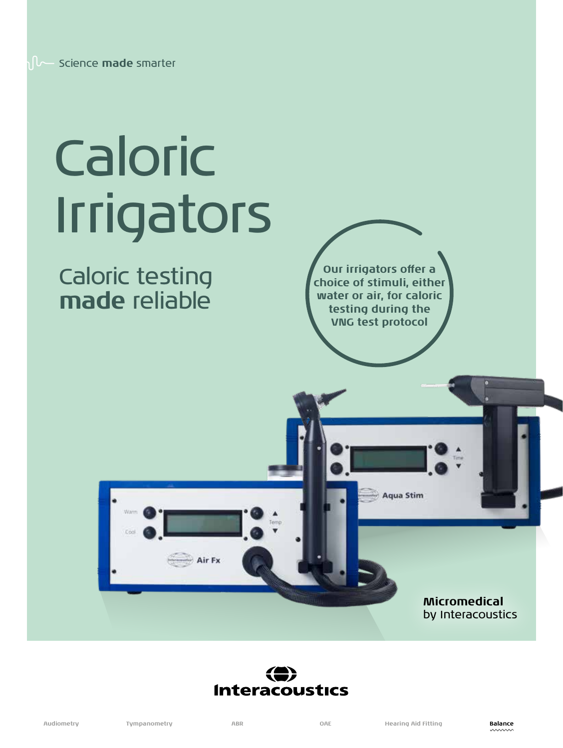Science **made** smarter

# Caloric Irrigators

## Caloric testing **made** reliable

Our irrigators offer a choice of stimuli, either water or air, for caloric testing during the VNG test protocol

**Micromedical**
by Interacoustics

Interacoustics

Audiometry | Tympanometry | ABR | OAE | Hearing Aid Fitting | **Balance**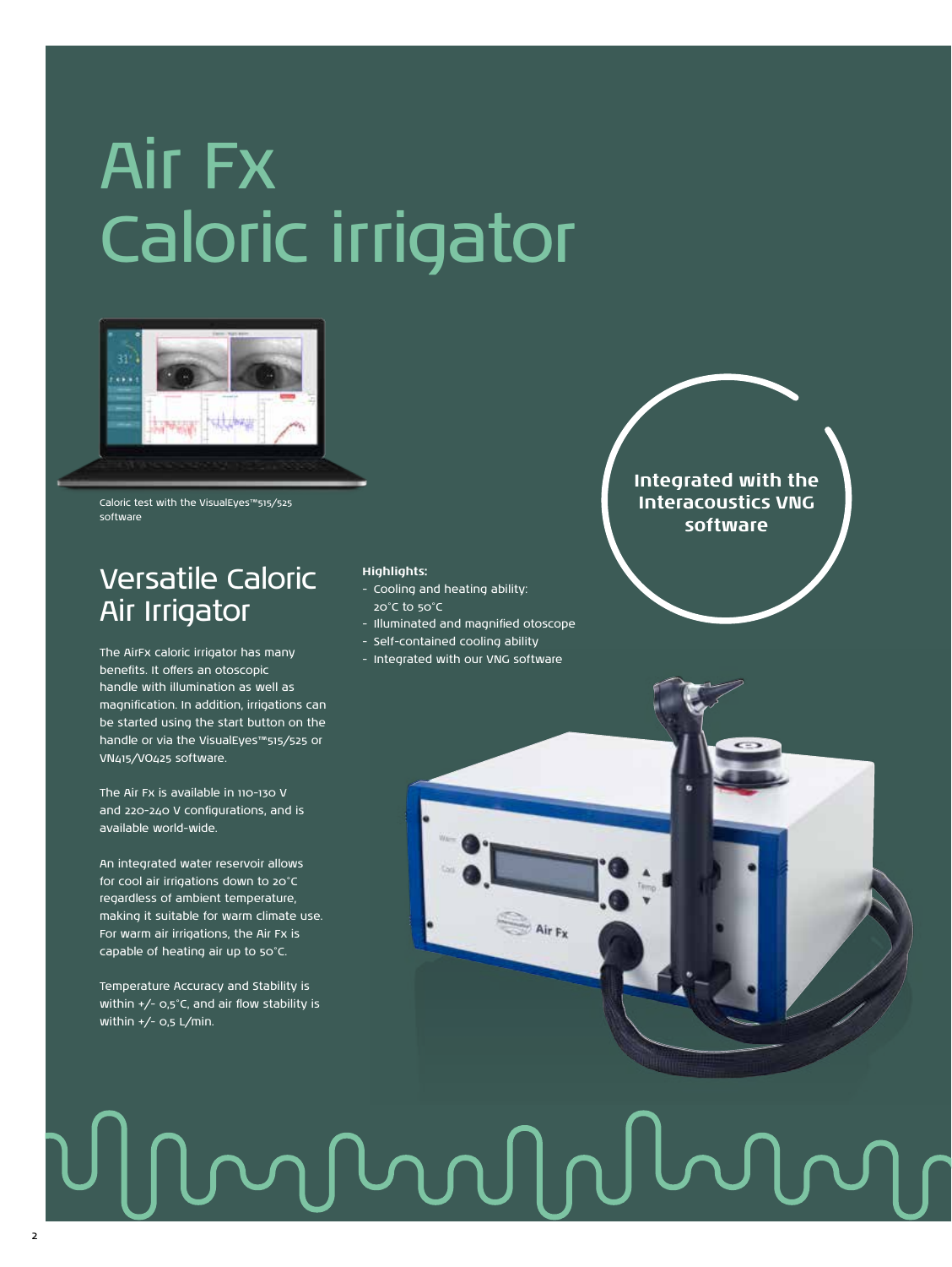# Air Fx Caloric irrigator

Caloric test with the VisualEyes™515/525 software

**Integrated with the Interacoustics VNG software**

## Versatile Caloric Air Irrigator

The AirFx caloric irrigator has many benefits. It offers an otoscopic handle with illumination as well as magnification. In addition, irrigations can be started using the start button on the handle or via the VisualEyes™515/525 or VN415/VO425 software.

The Air Fx is available in 110-130 V and 220-240 V configurations, and is available world-wide.

An integrated water reservoir allows for cool air irrigations down to 20°C regardless of ambient temperature, making it suitable for warm climate use. For warm air irrigations, the Air Fx is capable of heating air up to 50°C.

Temperature Accuracy and Stability is within +/- 0,5°C, and air flow stability is within +/- 0,5 L/min.

**Highlights:**

- Cooling and heating ability: 20°C to 50°C
- Illuminated and magnified otoscope
- Self-contained cooling ability
- Integrated with our VNG software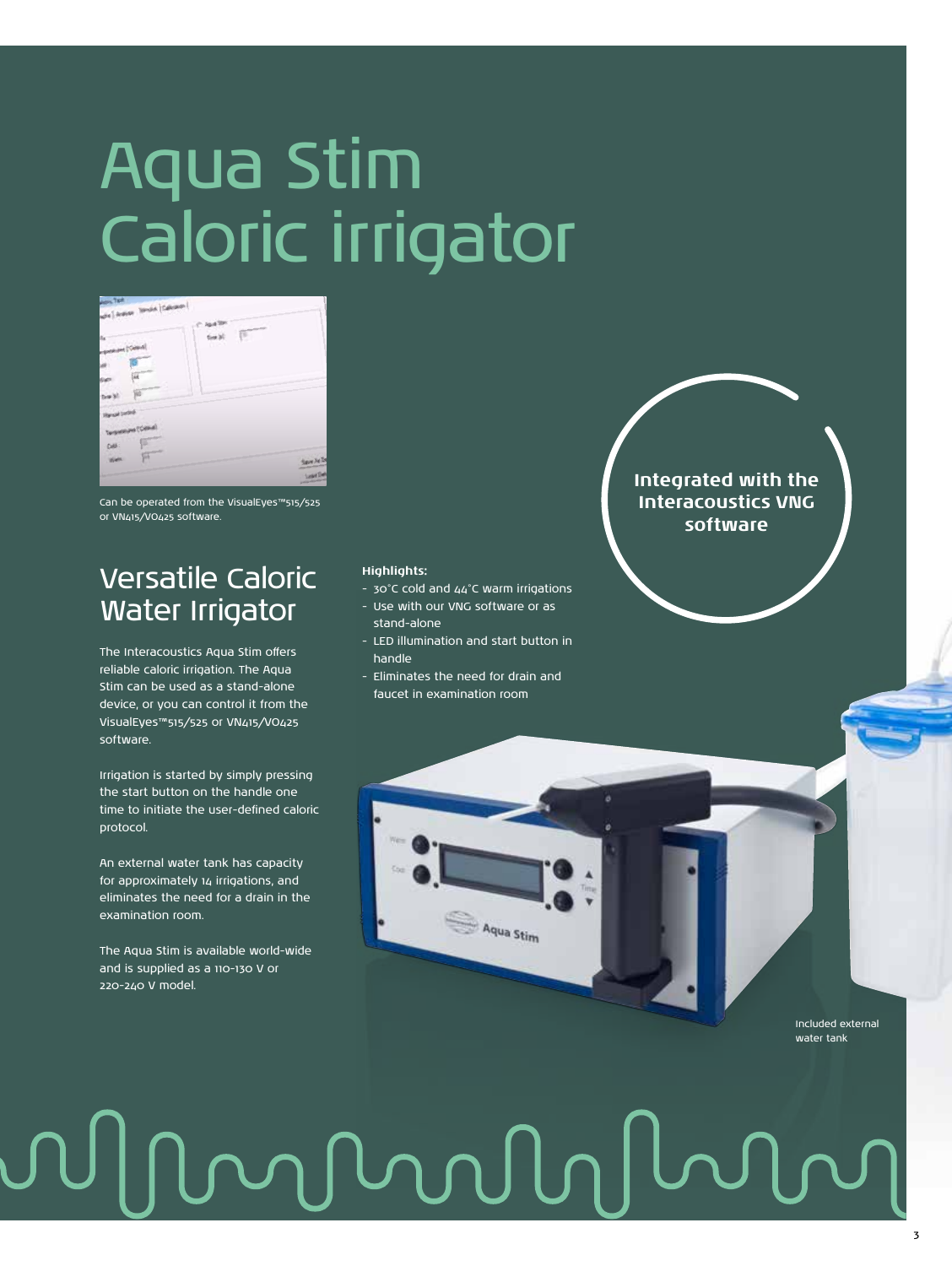# Aqua Stim Caloric irrigator

Can be operated from the VisualEyes™515/525 or VN415/VO425 software.

## Versatile Caloric Water Irrigator

The Interacoustics Aqua Stim offers reliable caloric irrigation. The Aqua Stim can be used as a stand-alone device, or you can control it from the VisualEyes™515/525 or VN415/VO425 software.

Irrigation is started by simply pressing the start button on the handle one time to initiate the user-defined caloric protocol.

An external water tank has capacity for approximately 14 irrigations, and eliminates the need for a drain in the examination room.

The Aqua Stim is available world-wide and is supplied as a 110-130 V or 220-240 V model.

**Highlights:**

- 30°C cold and 44°C warm irrigations
- Use with our VNG software or as stand-alone
- LED illumination and start button in handle
- Eliminates the need for drain and faucet in examination room

**Integrated with the Interacoustics VNG software**

Included external water tank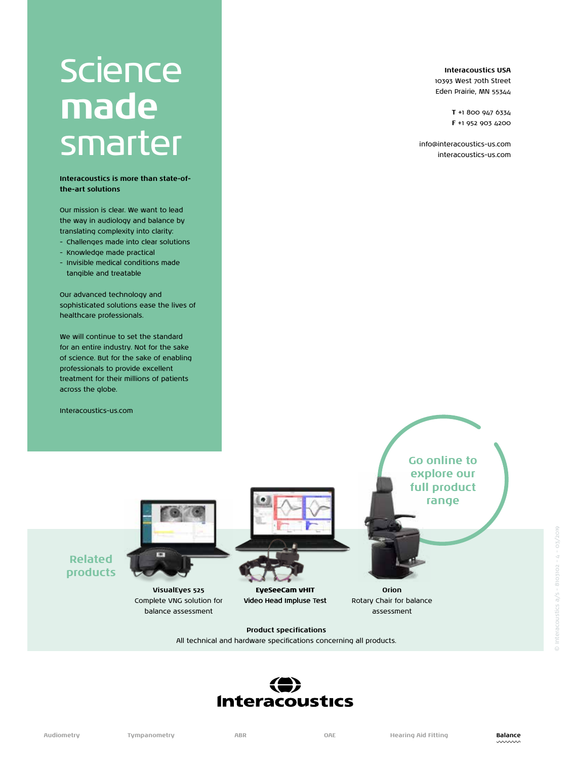# Science made smarter

**Interacoustics is more than state-of-the-art solutions**

Our mission is clear. We want to lead the way in audiology and balance by translating complexity into clarity:

- Challenges made into clear solutions
- Knowledge made practical
- Invisible medical conditions made tangible and treatable

Our advanced technology and sophisticated solutions ease the lives of healthcare professionals.

We will continue to set the standard for an entire industry. Not for the sake of science. But for the sake of enabling professionals to provide excellent treatment for their millions of patients across the globe.

Interacoustics-us.com

**Interacoustics USA**
10393 West 70th Street
Eden Prairie, MN 55344

**T** +1 800 947 6334
**F** +1 952 903 4200

info@interacoustics-us.com
interacoustics-us.com

Go online to explore our full product range

## Related products

**VisualEyes 525**
Complete VNG solution for balance assessment

**EyeSeeCam vHIT**
Video Head Impluse Test

**Orion**
Rotary Chair for balance assessment

**Product specifications**
All technical and hardware specifications concerning all products.

Interacoustics

Audiometry | Tympanometry | ABR | OAE | Hearing Aid Fitting | **Balance**

© Interacoustics A/S - B103102 - 4 - 03/2019